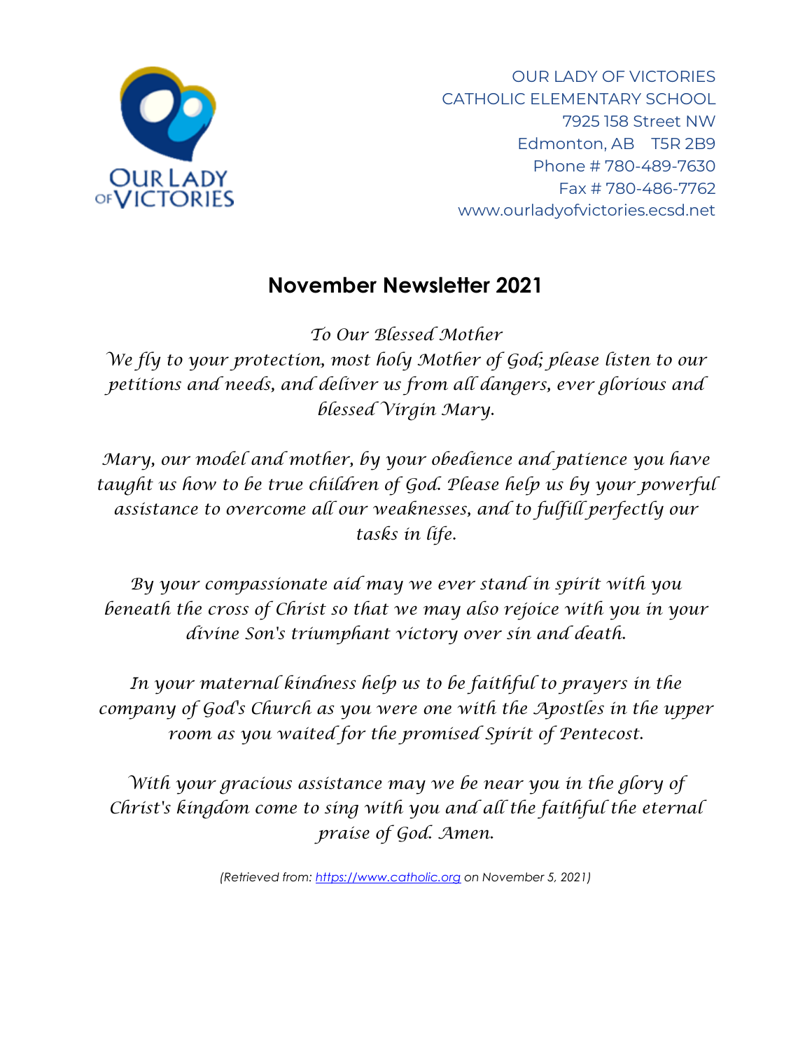OUR LADY OF VICTORIES
CATHOLIC ELEMENTARY SCHOOL
7925 158 Street NW
Edmonton, AB    T5R 2B9
Phone # 780-489-7630
Fax # 780-486-7762
www.ourladyofvictories.ecsd.net

# November Newsletter 2021

*To Our Blessed Mother*
*We fly to your protection, most holy Mother of God; please listen to our petitions and needs, and deliver us from all dangers, ever glorious and blessed Virgin Mary.*

*Mary, our model and mother, by your obedience and patience you have taught us how to be true children of God. Please help us by your powerful assistance to overcome all our weaknesses, and to fulfill perfectly our tasks in life.*

*By your compassionate aid may we ever stand in spirit with you beneath the cross of Christ so that we may also rejoice with you in your divine Son's triumphant victory over sin and death.*

*In your maternal kindness help us to be faithful to prayers in the company of God's Church as you were one with the Apostles in the upper room as you waited for the promised Spirit of Pentecost.*

*With your gracious assistance may we be near you in the glory of Christ's kingdom come to sing with you and all the faithful the eternal praise of God. Amen.*

*(Retrieved from: https://www.catholic.org on November 5, 2021)*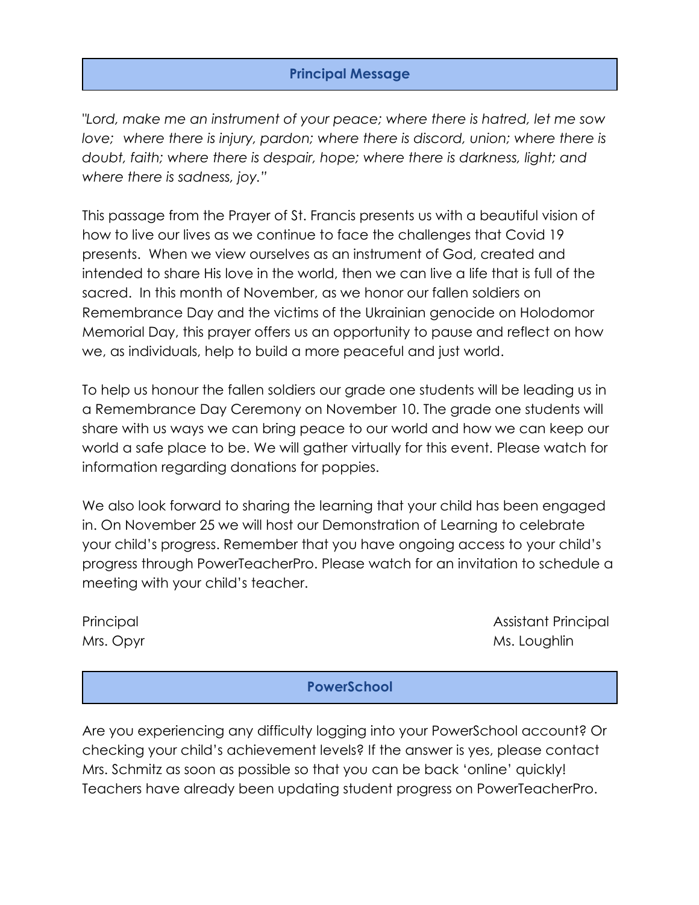## Principal Message

*"Lord, make me an instrument of your peace; where there is hatred, let me sow love;  where there is injury, pardon; where there is discord, union; where there is doubt, faith; where there is despair, hope; where there is darkness, light; and where there is sadness, joy."*

This passage from the Prayer of St. Francis presents us with a beautiful vision of how to live our lives as we continue to face the challenges that Covid 19 presents.  When we view ourselves as an instrument of God, created and intended to share His love in the world, then we can live a life that is full of the sacred.  In this month of November, as we honor our fallen soldiers on Remembrance Day and the victims of the Ukrainian genocide on Holodomor Memorial Day, this prayer offers us an opportunity to pause and reflect on how we, as individuals, help to build a more peaceful and just world.

To help us honour the fallen soldiers our grade one students will be leading us in a Remembrance Day Ceremony on November 10. The grade one students will share with us ways we can bring peace to our world and how we can keep our world a safe place to be. We will gather virtually for this event. Please watch for information regarding donations for poppies.

We also look forward to sharing the learning that your child has been engaged in. On November 25 we will host our Demonstration of Learning to celebrate your child's progress. Remember that you have ongoing access to your child's progress through PowerTeacherPro. Please watch for an invitation to schedule a meeting with your child's teacher.

Principal
Mrs. Opyr

Assistant Principal
Ms. Loughlin

## PowerSchool

Are you experiencing any difficulty logging into your PowerSchool account? Or checking your child's achievement levels? If the answer is yes, please contact Mrs. Schmitz as soon as possible so that you can be back 'online' quickly! Teachers have already been updating student progress on PowerTeacherPro.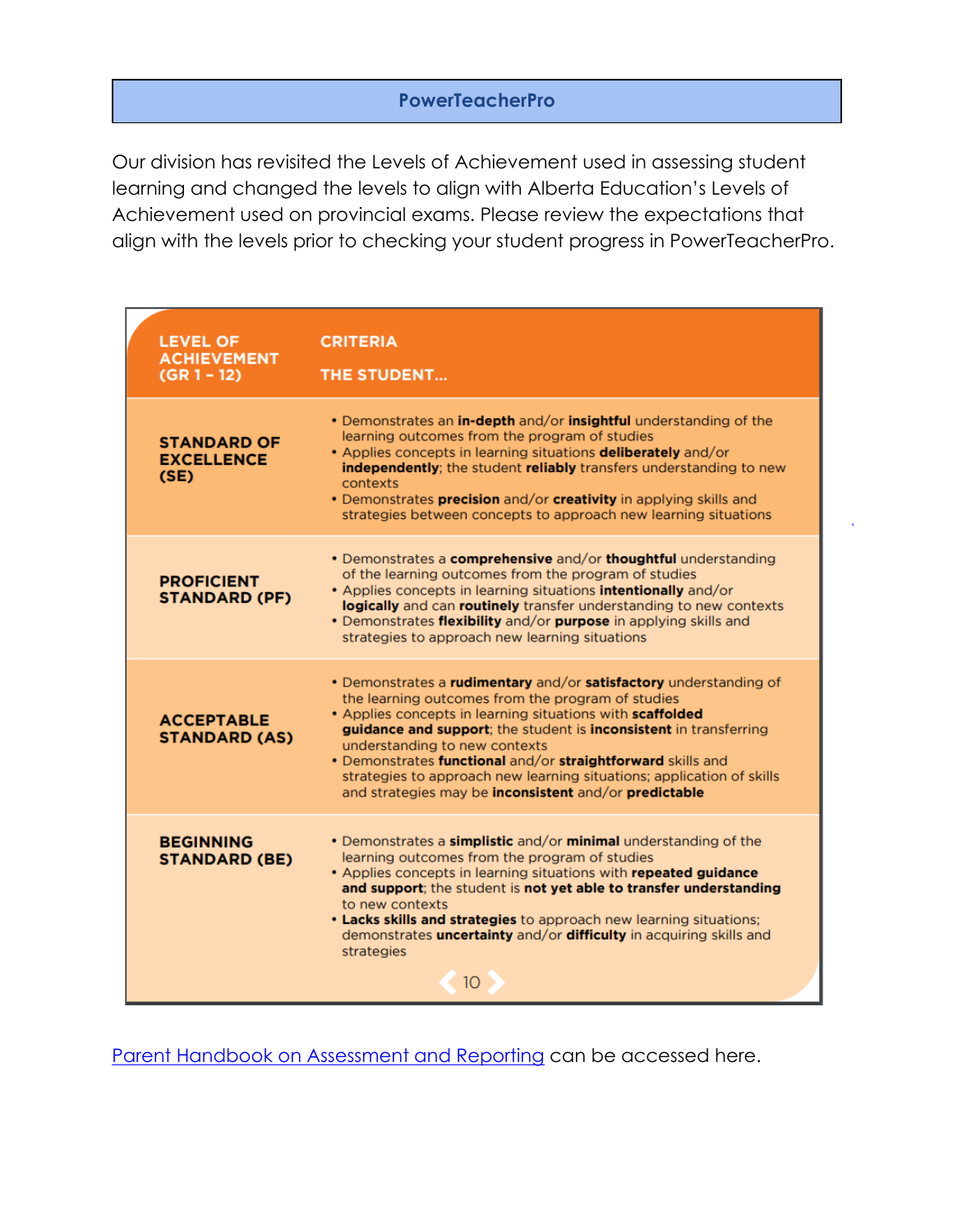## PowerTeacherPro

Our division has revisited the Levels of Achievement used in assessing student learning and changed the levels to align with Alberta Education's Levels of Achievement used on provincial exams. Please review the expectations that align with the levels prior to checking your student progress in PowerTeacherPro.

| LEVEL OF ACHIEVEMENT (GR 1 – 12) | CRITERIA<br>THE STUDENT... |
|---|---|
| **STANDARD OF EXCELLENCE (SE)** | • Demonstrates an **in-depth** and/or **insightful** understanding of the learning outcomes from the program of studies<br>• Applies concepts in learning situations **deliberately** and/or **independently**; the student **reliably** transfers understanding to new contexts<br>• Demonstrates **precision** and/or **creativity** in applying skills and strategies between concepts to approach new learning situations |
| **PROFICIENT STANDARD (PF)** | • Demonstrates a **comprehensive** and/or **thoughtful** understanding of the learning outcomes from the program of studies<br>• Applies concepts in learning situations **intentionally** and/or **logically** and can **routinely** transfer understanding to new contexts<br>• Demonstrates **flexibility** and/or **purpose** in applying skills and strategies to approach new learning situations |
| **ACCEPTABLE STANDARD (AS)** | • Demonstrates a **rudimentary** and/or **satisfactory** understanding of the learning outcomes from the program of studies<br>• Applies concepts in learning situations with **scaffolded guidance and support**; the student is **inconsistent** in transferring understanding to new contexts<br>• Demonstrates **functional** and/or **straightforward** skills and strategies to approach new learning situations; application of skills and strategies may be **inconsistent** and/or **predictable** |
| **BEGINNING STANDARD (BE)** | • Demonstrates a **simplistic** and/or **minimal** understanding of the learning outcomes from the program of studies<br>• Applies concepts in learning situations with **repeated guidance and support**; the student is **not yet able to transfer understanding** to new contexts<br>• **Lacks skills and strategies** to approach new learning situations; demonstrates **uncertainty** and/or **difficulty** in acquiring skills and strategies |

Parent Handbook on Assessment and Reporting can be accessed here.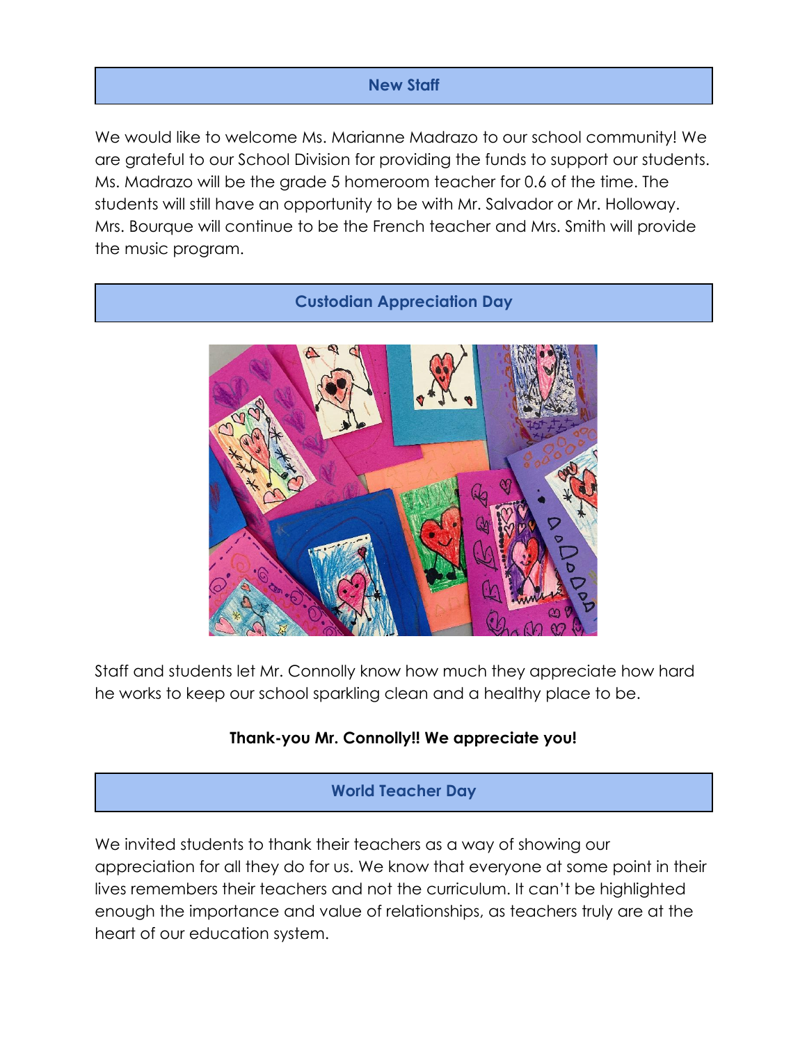## New Staff

We would like to welcome Ms. Marianne Madrazo to our school community! We are grateful to our School Division for providing the funds to support our students. Ms. Madrazo will be the grade 5 homeroom teacher for 0.6 of the time. The students will still have an opportunity to be with Mr. Salvador or Mr. Holloway. Mrs. Bourque will continue to be the French teacher and Mrs. Smith will provide the music program.

## Custodian Appreciation Day

Staff and students let Mr. Connolly know how much they appreciate how hard he works to keep our school sparkling clean and a healthy place to be.

**Thank-you Mr. Connolly!! We appreciate you!**

## World Teacher Day

We invited students to thank their teachers as a way of showing our appreciation for all they do for us. We know that everyone at some point in their lives remembers their teachers and not the curriculum. It can't be highlighted enough the importance and value of relationships, as teachers truly are at the heart of our education system.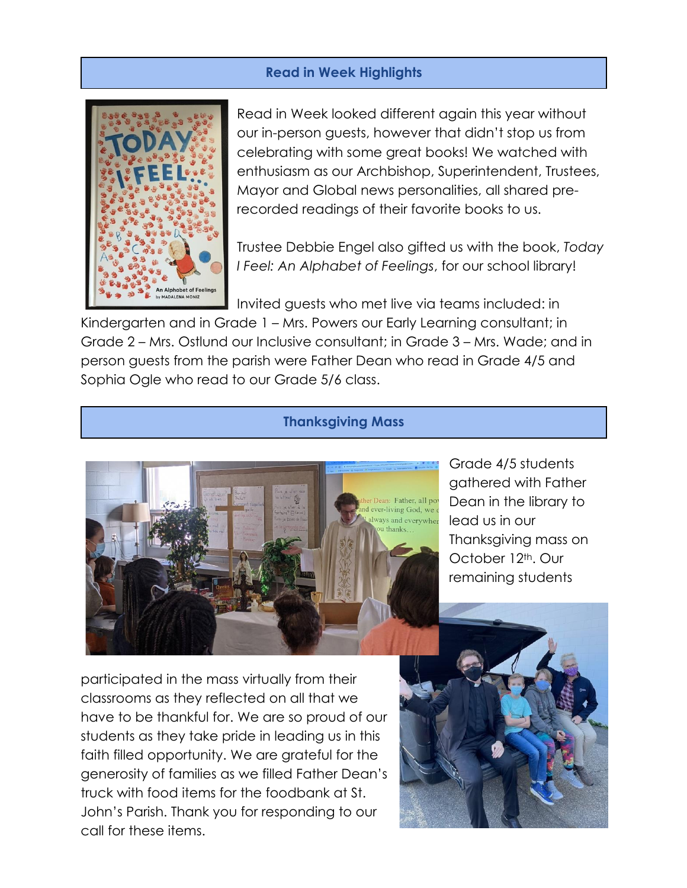## Read in Week Highlights

Read in Week looked different again this year without our in-person guests, however that didn't stop us from celebrating with some great books! We watched with enthusiasm as our Archbishop, Superintendent, Trustees, Mayor and Global news personalities, all shared pre-recorded readings of their favorite books to us.

Trustee Debbie Engel also gifted us with the book, *Today I Feel: An Alphabet of Feelings*, for our school library!

Invited guests who met live via teams included: in Kindergarten and in Grade 1 – Mrs. Powers our Early Learning consultant; in Grade 2 – Mrs. Ostlund our Inclusive consultant; in Grade 3 – Mrs. Wade; and in person guests from the parish were Father Dean who read in Grade 4/5 and Sophia Ogle who read to our Grade 5/6 class.

## Thanksgiving Mass

Grade 4/5 students gathered with Father Dean in the library to lead us in our Thanksgiving mass on October 12th. Our remaining students participated in the mass virtually from their classrooms as they reflected on all that we have to be thankful for. We are so proud of our students as they take pride in leading us in this faith filled opportunity. We are grateful for the generosity of families as we filled Father Dean's truck with food items for the foodbank at St. John's Parish. Thank you for responding to our call for these items.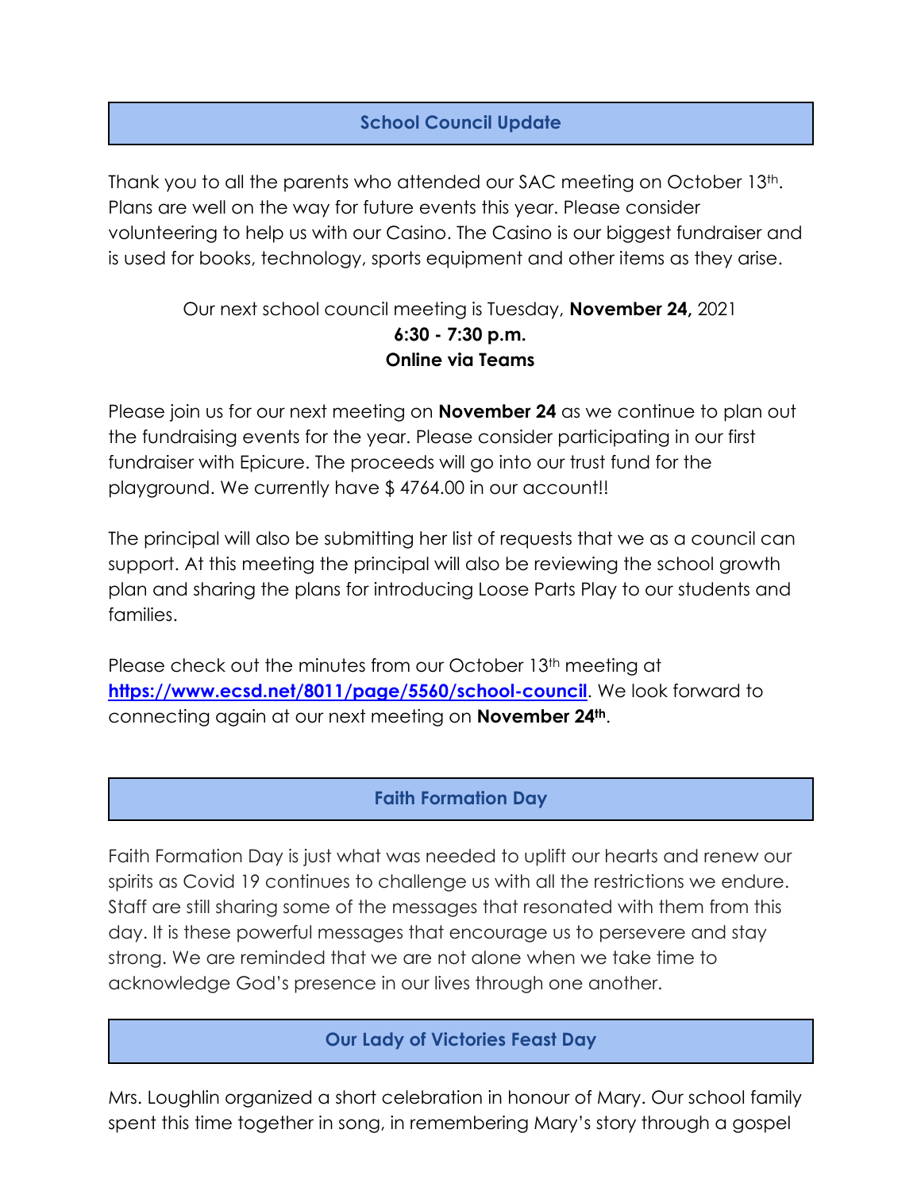## School Council Update

Thank you to all the parents who attended our SAC meeting on October 13th. Plans are well on the way for future events this year. Please consider volunteering to help us with our Casino. The Casino is our biggest fundraiser and is used for books, technology, sports equipment and other items as they arise.

Our next school council meeting is Tuesday, **November 24,** 2021
**6:30 - 7:30 p.m.**
**Online via Teams**

Please join us for our next meeting on **November 24** as we continue to plan out the fundraising events for the year. Please consider participating in our first fundraiser with Epicure. The proceeds will go into our trust fund for the playground. We currently have $ 4764.00 in our account!!

The principal will also be submitting her list of requests that we as a council can support. At this meeting the principal will also be reviewing the school growth plan and sharing the plans for introducing Loose Parts Play to our students and families.

Please check out the minutes from our October 13th meeting at **https://www.ecsd.net/8011/page/5560/school-council**. We look forward to connecting again at our next meeting on **November 24th**.

## Faith Formation Day

Faith Formation Day is just what was needed to uplift our hearts and renew our spirits as Covid 19 continues to challenge us with all the restrictions we endure. Staff are still sharing some of the messages that resonated with them from this day. It is these powerful messages that encourage us to persevere and stay strong. We are reminded that we are not alone when we take time to acknowledge God's presence in our lives through one another.

## Our Lady of Victories Feast Day

Mrs. Loughlin organized a short celebration in honour of Mary. Our school family spent this time together in song, in remembering Mary's story through a gospel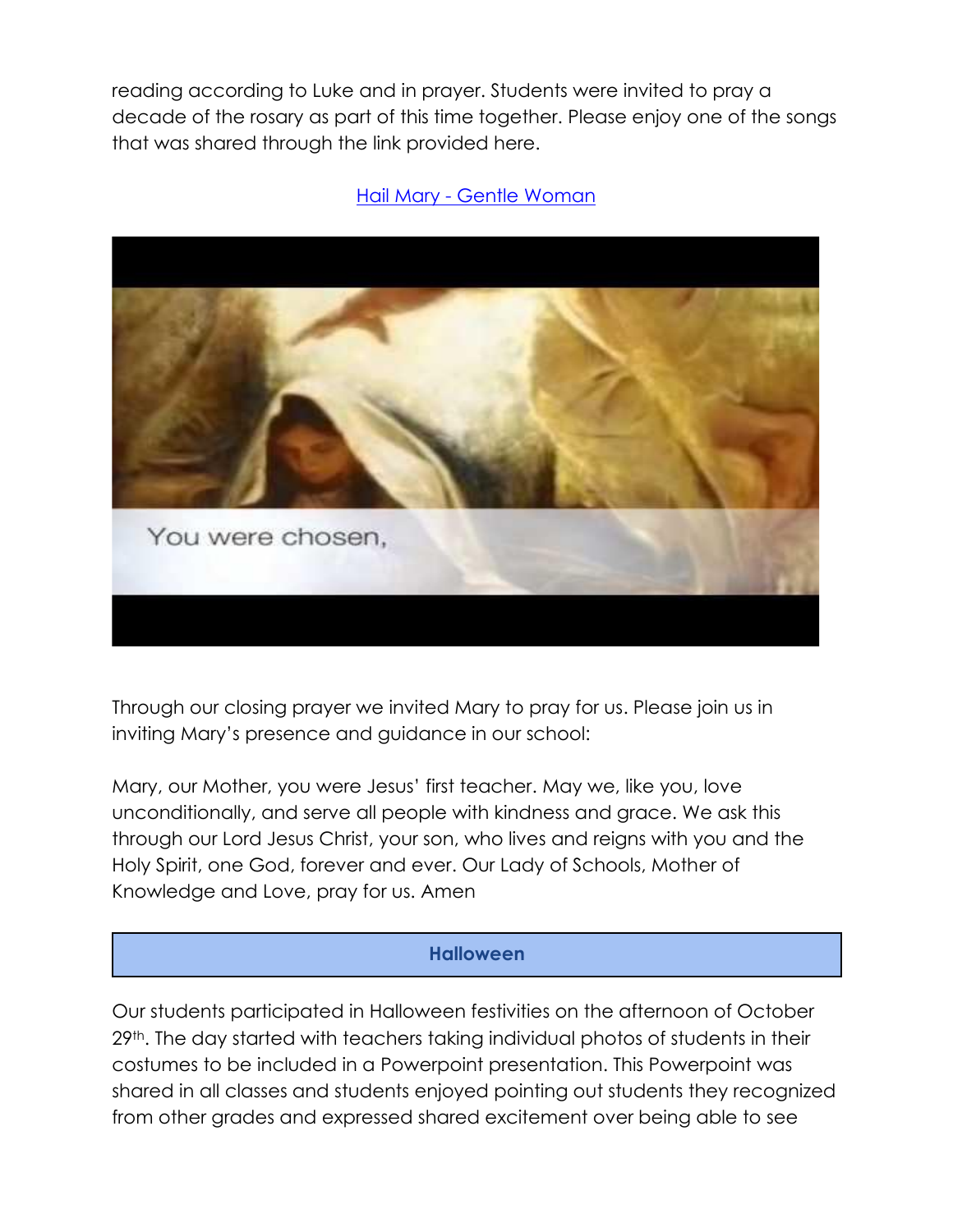reading according to Luke and in prayer. Students were invited to pray a decade of the rosary as part of this time together. Please enjoy one of the songs that was shared through the link provided here.

[Hail Mary - Gentle Woman]

Through our closing prayer we invited Mary to pray for us. Please join us in inviting Mary's presence and guidance in our school:

Mary, our Mother, you were Jesus' first teacher. May we, like you, love unconditionally, and serve all people with kindness and grace. We ask this through our Lord Jesus Christ, your son, who lives and reigns with you and the Holy Spirit, one God, forever and ever. Our Lady of Schools, Mother of Knowledge and Love, pray for us. Amen

## Halloween

Our students participated in Halloween festivities on the afternoon of October 29th. The day started with teachers taking individual photos of students in their costumes to be included in a Powerpoint presentation. This Powerpoint was shared in all classes and students enjoyed pointing out students they recognized from other grades and expressed shared excitement over being able to see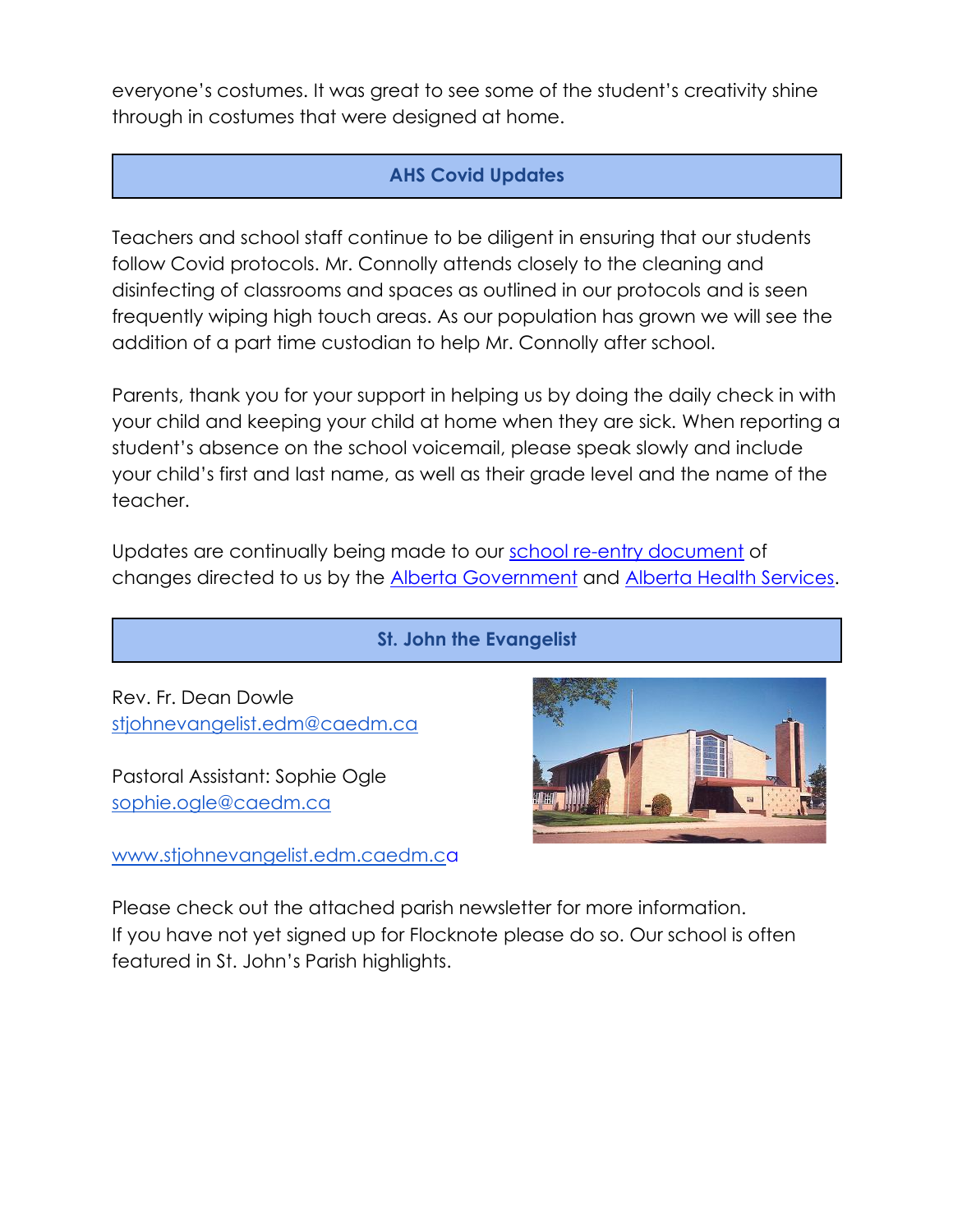everyone's costumes. It was great to see some of the student's creativity shine through in costumes that were designed at home.

## AHS Covid Updates

Teachers and school staff continue to be diligent in ensuring that our students follow Covid protocols. Mr. Connolly attends closely to the cleaning and disinfecting of classrooms and spaces as outlined in our protocols and is seen frequently wiping high touch areas. As our population has grown we will see the addition of a part time custodian to help Mr. Connolly after school.

Parents, thank you for your support in helping us by doing the daily check in with your child and keeping your child at home when they are sick. When reporting a student's absence on the school voicemail, please speak slowly and include your child's first and last name, as well as their grade level and the name of the teacher.

Updates are continually being made to our school re-entry document of changes directed to us by the Alberta Government and Alberta Health Services.

## St. John the Evangelist

Rev. Fr. Dean Dowle
stjohnevangelist.edm@caedm.ca

Pastoral Assistant: Sophie Ogle
sophie.ogle@caedm.ca

www.stjohnevangelist.edm.caedm.ca

Please check out the attached parish newsletter for more information.
If you have not yet signed up for Flocknote please do so. Our school is often featured in St. John's Parish highlights.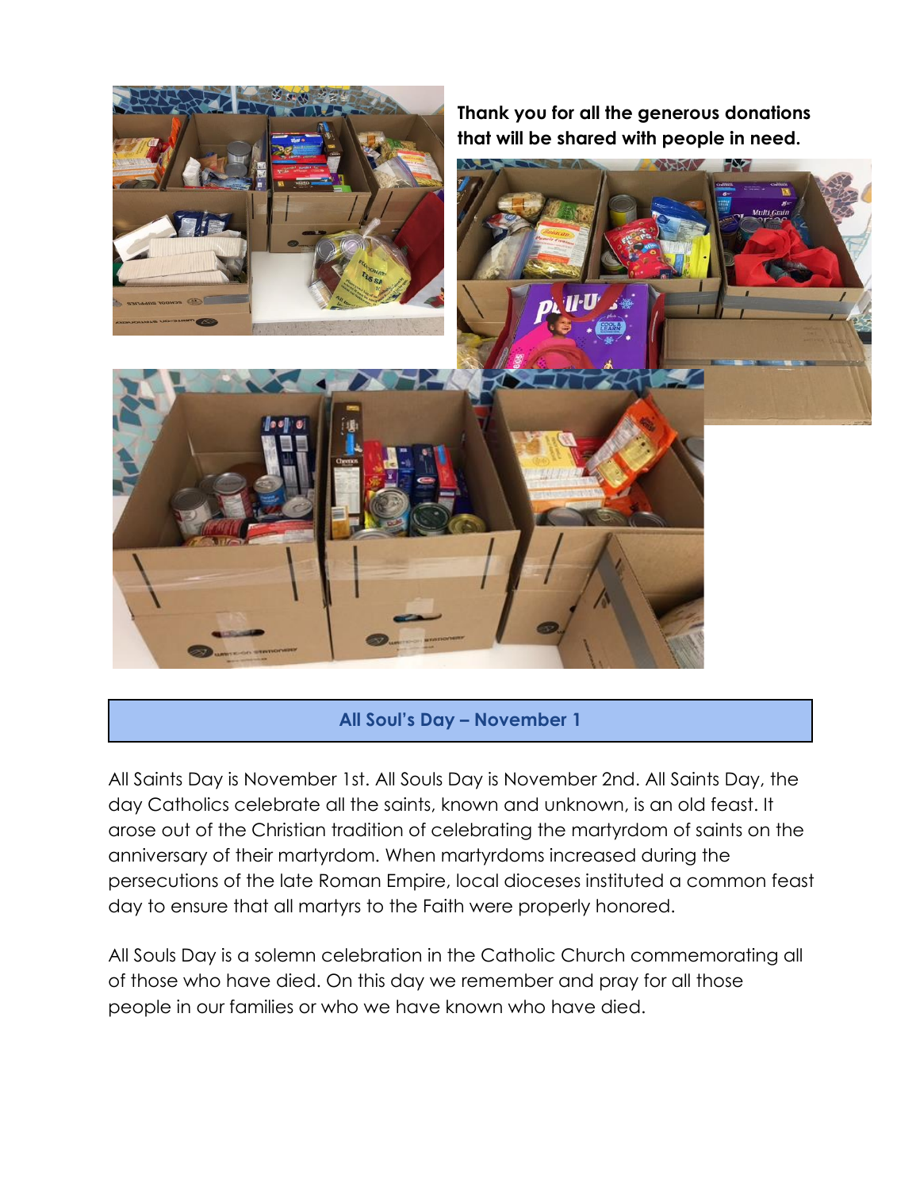**Thank you for all the generous donations that will be shared with people in need.**

## All Soul's Day – November 1

All Saints Day is November 1st. All Souls Day is November 2nd. All Saints Day, the day Catholics celebrate all the saints, known and unknown, is an old feast. It arose out of the Christian tradition of celebrating the martyrdom of saints on the anniversary of their martyrdom. When martyrdoms increased during the persecutions of the late Roman Empire, local dioceses instituted a common feast day to ensure that all martyrs to the Faith were properly honored.

All Souls Day is a solemn celebration in the Catholic Church commemorating all of those who have died. On this day we remember and pray for all those people in our families or who we have known who have died.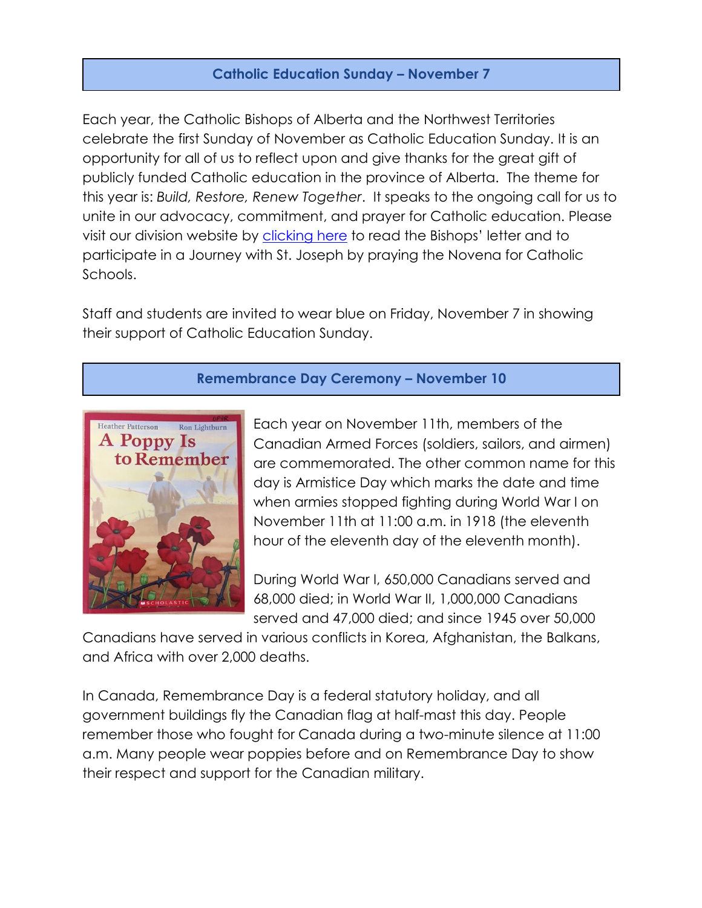## Catholic Education Sunday – November 7

Each year, the Catholic Bishops of Alberta and the Northwest Territories celebrate the first Sunday of November as Catholic Education Sunday. It is an opportunity for all of us to reflect upon and give thanks for the great gift of publicly funded Catholic education in the province of Alberta. The theme for this year is: *Build, Restore, Renew Together*. It speaks to the ongoing call for us to unite in our advocacy, commitment, and prayer for Catholic education. Please visit our division website by clicking here to read the Bishops' letter and to participate in a Journey with St. Joseph by praying the Novena for Catholic Schools.

Staff and students are invited to wear blue on Friday, November 7 in showing their support of Catholic Education Sunday.

## Remembrance Day Ceremony – November 10

Each year on November 11th, members of the Canadian Armed Forces (soldiers, sailors, and airmen) are commemorated. The other common name for this day is Armistice Day which marks the date and time when armies stopped fighting during World War I on November 11th at 11:00 a.m. in 1918 (the eleventh hour of the eleventh day of the eleventh month).

During World War I, 650,000 Canadians served and 68,000 died; in World War II, 1,000,000 Canadians served and 47,000 died; and since 1945 over 50,000 Canadians have served in various conflicts in Korea, Afghanistan, the Balkans, and Africa with over 2,000 deaths.

In Canada, Remembrance Day is a federal statutory holiday, and all government buildings fly the Canadian flag at half-mast this day. People remember those who fought for Canada during a two-minute silence at 11:00 a.m. Many people wear poppies before and on Remembrance Day to show their respect and support for the Canadian military.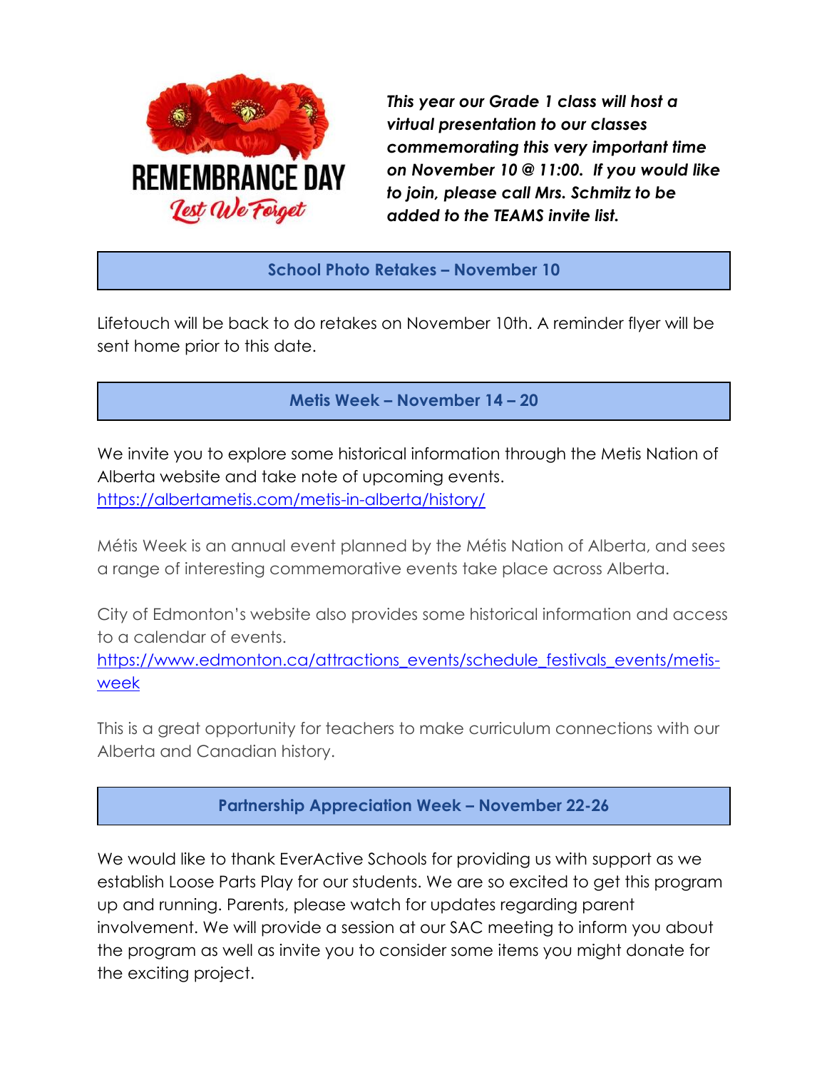REMEMBRANCE DAY

*Lest We Forget*

***This year our Grade 1 class will host a virtual presentation to our classes commemorating this very important time on November 10 @ 11:00. If you would like to join, please call Mrs. Schmitz to be added to the TEAMS invite list.***

## School Photo Retakes – November 10

Lifetouch will be back to do retakes on November 10th. A reminder flyer will be sent home prior to this date.

## Metis Week – November 14 – 20

We invite you to explore some historical information through the Metis Nation of Alberta website and take note of upcoming events. https://albertametis.com/metis-in-alberta/history/

Métis Week is an annual event planned by the Métis Nation of Alberta, and sees a range of interesting commemorative events take place across Alberta.

City of Edmonton's website also provides some historical information and access to a calendar of events.
https://www.edmonton.ca/attractions_events/schedule_festivals_events/metis-week

This is a great opportunity for teachers to make curriculum connections with our Alberta and Canadian history.

## Partnership Appreciation Week – November 22-26

We would like to thank EverActive Schools for providing us with support as we establish Loose Parts Play for our students. We are so excited to get this program up and running. Parents, please watch for updates regarding parent involvement. We will provide a session at our SAC meeting to inform you about the program as well as invite you to consider some items you might donate for the exciting project.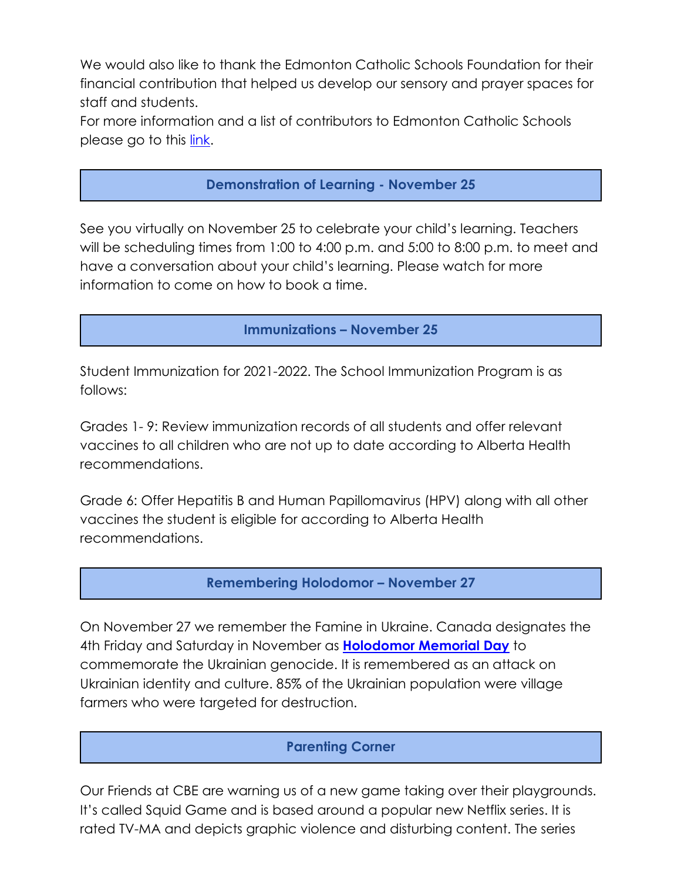We would also like to thank the Edmonton Catholic Schools Foundation for their financial contribution that helped us develop our sensory and prayer spaces for staff and students.
For more information and a list of contributors to Edmonton Catholic Schools please go to this link.

## Demonstration of Learning - November 25

See you virtually on November 25 to celebrate your child's learning. Teachers will be scheduling times from 1:00 to 4:00 p.m. and 5:00 to 8:00 p.m. to meet and have a conversation about your child's learning. Please watch for more information to come on how to book a time.

## Immunizations – November 25

Student Immunization for 2021-2022. The School Immunization Program is as follows:

Grades 1- 9: Review immunization records of all students and offer relevant vaccines to all children who are not up to date according to Alberta Health recommendations.

Grade 6: Offer Hepatitis B and Human Papillomavirus (HPV) along with all other vaccines the student is eligible for according to Alberta Health recommendations.

## Remembering Holodomor – November 27

On November 27 we remember the Famine in Ukraine. Canada designates the 4th Friday and Saturday in November as **Holodomor Memorial Day** to commemorate the Ukrainian genocide. It is remembered as an attack on Ukrainian identity and culture. 85% of the Ukrainian population were village farmers who were targeted for destruction.

## Parenting Corner

Our Friends at CBE are warning us of a new game taking over their playgrounds. It's called Squid Game and is based around a popular new Netflix series. It is rated TV-MA and depicts graphic violence and disturbing content. The series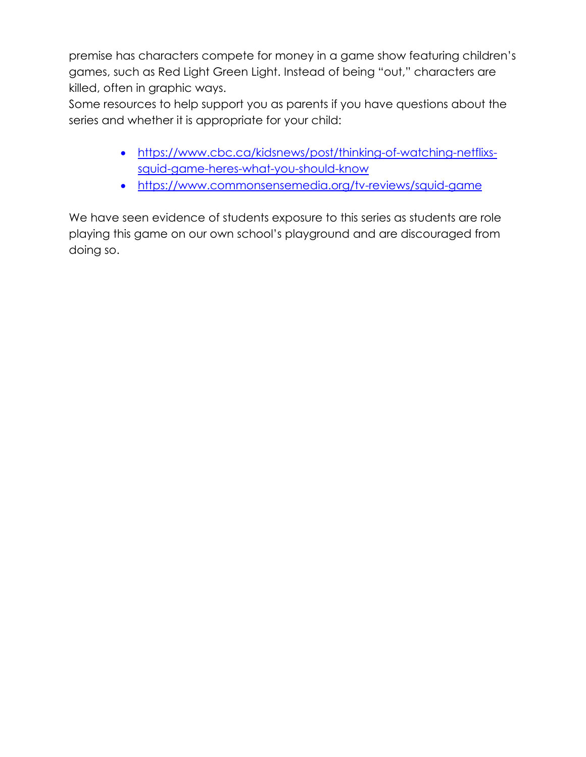premise has characters compete for money in a game show featuring children's games, such as Red Light Green Light. Instead of being "out," characters are killed, often in graphic ways.

Some resources to help support you as parents if you have questions about the series and whether it is appropriate for your child:

- https://www.cbc.ca/kidsnews/post/thinking-of-watching-netflixs-squid-game-heres-what-you-should-know
- https://www.commonsensemedia.org/tv-reviews/squid-game

We have seen evidence of students exposure to this series as students are role playing this game on our own school's playground and are discouraged from doing so.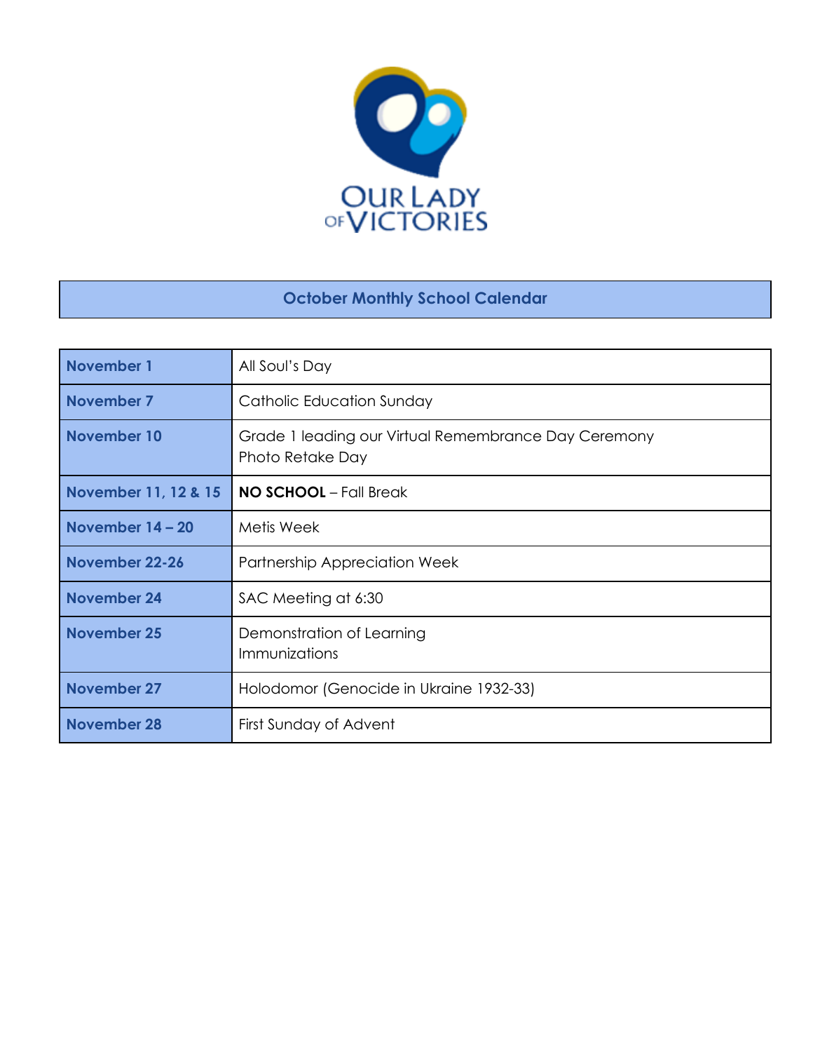OUR LADY OF VICTORIES

## October Monthly School Calendar

| | |
|---|---|
| **November 1** | All Soul's Day |
| **November 7** | Catholic Education Sunday |
| **November 10** | Grade 1 leading our Virtual Remembrance Day Ceremony<br>Photo Retake Day |
| **November 11, 12 & 15** | **NO SCHOOL** – Fall Break |
| **November 14 – 20** | Metis Week |
| **November 22-26** | Partnership Appreciation Week |
| **November 24** | SAC Meeting at 6:30 |
| **November 25** | Demonstration of Learning<br>Immunizations |
| **November 27** | Holodomor (Genocide in Ukraine 1932-33) |
| **November 28** | First Sunday of Advent |